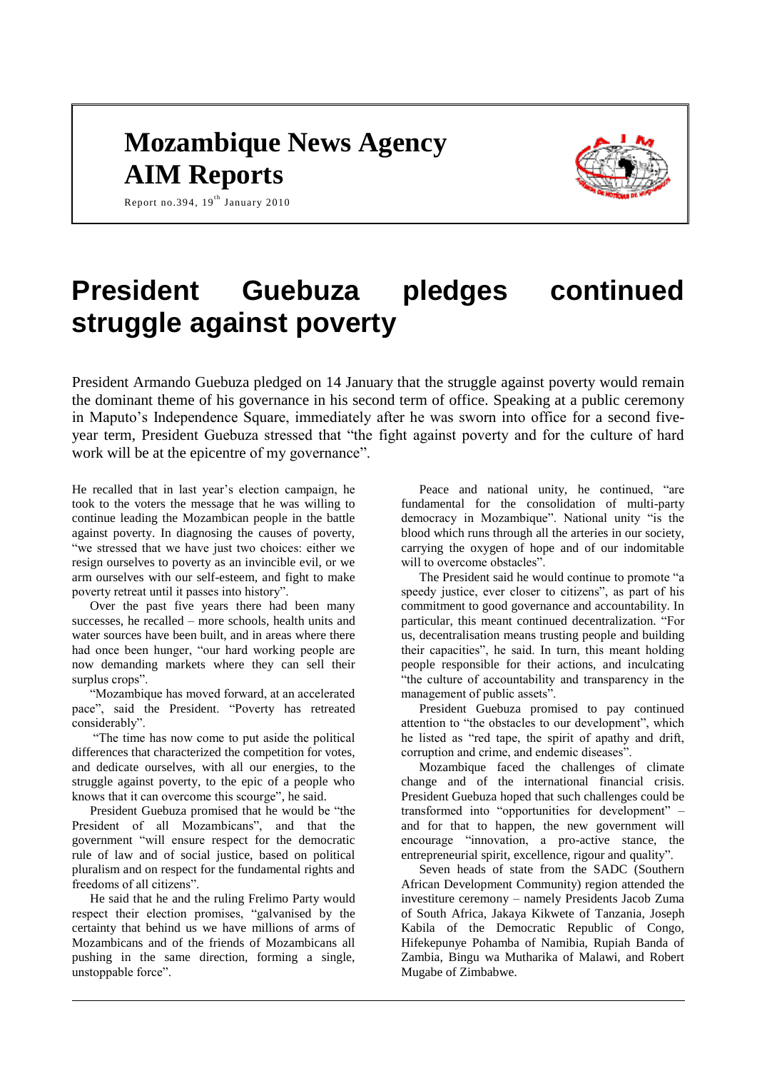# Mozambique News Agency
# AIM Reports

Report no.394, 19th January 2010

# President Guebuza pledges continued struggle against poverty

President Armando Guebuza pledged on 14 January that the struggle against poverty would remain the dominant theme of his governance in his second term of office. Speaking at a public ceremony in Maputo's Independence Square, immediately after he was sworn into office for a second five-year term, President Guebuza stressed that "the fight against poverty and for the culture of hard work will be at the epicentre of my governance".

He recalled that in last year's election campaign, he took to the voters the message that he was willing to continue leading the Mozambican people in the battle against poverty. In diagnosing the causes of poverty, "we stressed that we have just two choices: either we resign ourselves to poverty as an invincible evil, or we arm ourselves with our self-esteem, and fight to make poverty retreat until it passes into history".

Over the past five years there had been many successes, he recalled – more schools, health units and water sources have been built, and in areas where there had once been hunger, "our hard working people are now demanding markets where they can sell their surplus crops".

"Mozambique has moved forward, at an accelerated pace", said the President. "Poverty has retreated considerably".

"The time has now come to put aside the political differences that characterized the competition for votes, and dedicate ourselves, with all our energies, to the struggle against poverty, to the epic of a people who knows that it can overcome this scourge", he said.

President Guebuza promised that he would be "the President of all Mozambicans", and that the government "will ensure respect for the democratic rule of law and of social justice, based on political pluralism and on respect for the fundamental rights and freedoms of all citizens".

He said that he and the ruling Frelimo Party would respect their election promises, "galvanised by the certainty that behind us we have millions of arms of Mozambicans and of the friends of Mozambicans all pushing in the same direction, forming a single, unstoppable force".

Peace and national unity, he continued, "are fundamental for the consolidation of multi-party democracy in Mozambique". National unity "is the blood which runs through all the arteries in our society, carrying the oxygen of hope and of our indomitable will to overcome obstacles".

The President said he would continue to promote "a speedy justice, ever closer to citizens", as part of his commitment to good governance and accountability. In particular, this meant continued decentralization. "For us, decentralisation means trusting people and building their capacities", he said. In turn, this meant holding people responsible for their actions, and inculcating "the culture of accountability and transparency in the management of public assets".

President Guebuza promised to pay continued attention to "the obstacles to our development", which he listed as "red tape, the spirit of apathy and drift, corruption and crime, and endemic diseases".

Mozambique faced the challenges of climate change and of the international financial crisis. President Guebuza hoped that such challenges could be transformed into "opportunities for development" – and for that to happen, the new government will encourage "innovation, a pro-active stance, the entrepreneurial spirit, excellence, rigour and quality".

Seven heads of state from the SADC (Southern African Development Community) region attended the investiture ceremony – namely Presidents Jacob Zuma of South Africa, Jakaya Kikwete of Tanzania, Joseph Kabila of the Democratic Republic of Congo, Hifekepunye Pohamba of Namibia, Rupiah Banda of Zambia, Bingu wa Mutharika of Malawi, and Robert Mugabe of Zimbabwe.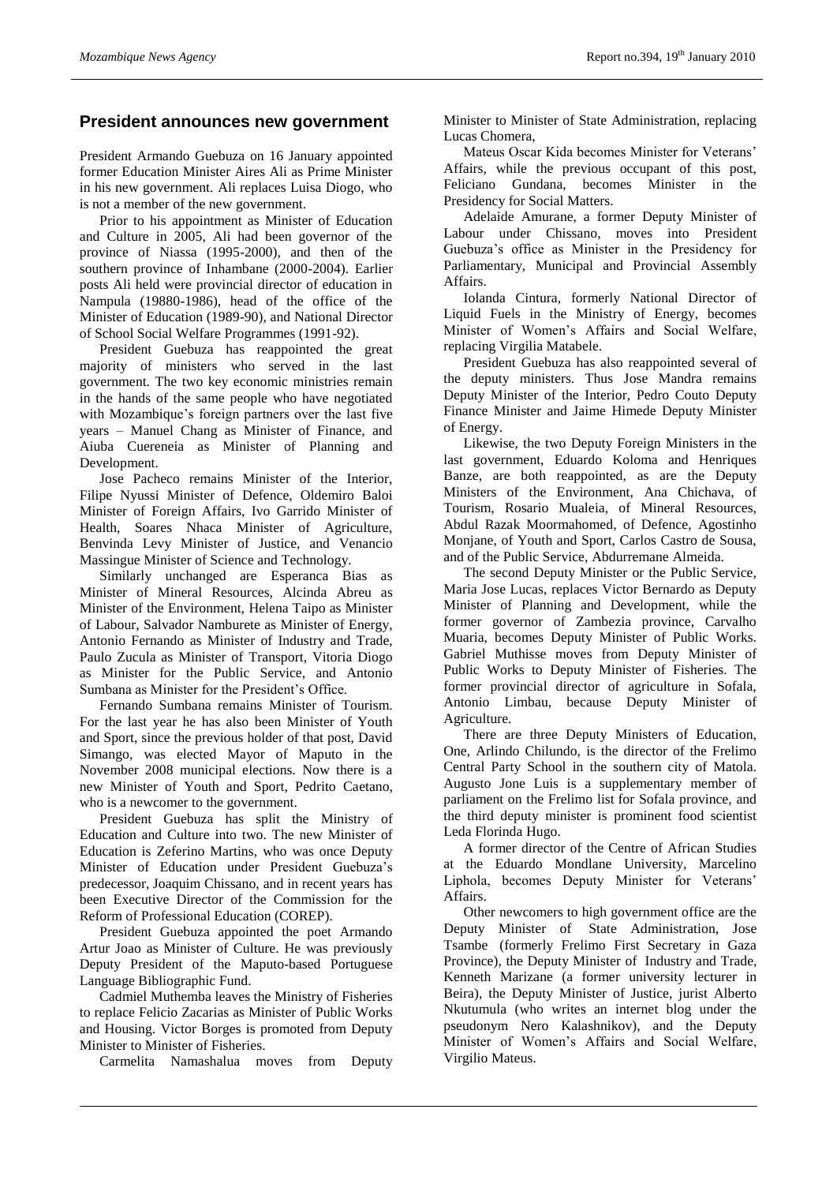## President announces new government

President Armando Guebuza on 16 January appointed former Education Minister Aires Ali as Prime Minister in his new government. Ali replaces Luisa Diogo, who is not a member of the new government.

Prior to his appointment as Minister of Education and Culture in 2005, Ali had been governor of the province of Niassa (1995-2000), and then of the southern province of Inhambane (2000-2004). Earlier posts Ali held were provincial director of education in Nampula (19880-1986), head of the office of the Minister of Education (1989-90), and National Director of School Social Welfare Programmes (1991-92).

President Guebuza has reappointed the great majority of ministers who served in the last government. The two key economic ministries remain in the hands of the same people who have negotiated with Mozambique's foreign partners over the last five years – Manuel Chang as Minister of Finance, and Aiuba Cuereneia as Minister of Planning and Development.

Jose Pacheco remains Minister of the Interior, Filipe Nyussi Minister of Defence, Oldemiro Baloi Minister of Foreign Affairs, Ivo Garrido Minister of Health, Soares Nhaca Minister of Agriculture, Benvinda Levy Minister of Justice, and Venancio Massingue Minister of Science and Technology.

Similarly unchanged are Esperanca Bias as Minister of Mineral Resources, Alcinda Abreu as Minister of the Environment, Helena Taipo as Minister of Labour, Salvador Namburete as Minister of Energy, Antonio Fernando as Minister of Industry and Trade, Paulo Zucula as Minister of Transport, Vitoria Diogo as Minister for the Public Service, and Antonio Sumbana as Minister for the President's Office.

Fernando Sumbana remains Minister of Tourism. For the last year he has also been Minister of Youth and Sport, since the previous holder of that post, David Simango, was elected Mayor of Maputo in the November 2008 municipal elections. Now there is a new Minister of Youth and Sport, Pedrito Caetano, who is a newcomer to the government.

President Guebuza has split the Ministry of Education and Culture into two. The new Minister of Education is Zeferino Martins, who was once Deputy Minister of Education under President Guebuza's predecessor, Joaquim Chissano, and in recent years has been Executive Director of the Commission for the Reform of Professional Education (COREP).

President Guebuza appointed the poet Armando Artur Joao as Minister of Culture. He was previously Deputy President of the Maputo-based Portuguese Language Bibliographic Fund.

Cadmiel Muthemba leaves the Ministry of Fisheries to replace Felicio Zacarias as Minister of Public Works and Housing. Victor Borges is promoted from Deputy Minister to Minister of Fisheries.

Carmelita Namashalua moves from Deputy Minister to Minister of State Administration, replacing Lucas Chomera,

Mateus Oscar Kida becomes Minister for Veterans' Affairs, while the previous occupant of this post, Feliciano Gundana, becomes Minister in the Presidency for Social Matters.

Adelaide Amurane, a former Deputy Minister of Labour under Chissano, moves into President Guebuza's office as Minister in the Presidency for Parliamentary, Municipal and Provincial Assembly Affairs.

Iolanda Cintura, formerly National Director of Liquid Fuels in the Ministry of Energy, becomes Minister of Women's Affairs and Social Welfare, replacing Virgilia Matabele.

President Guebuza has also reappointed several of the deputy ministers. Thus Jose Mandra remains Deputy Minister of the Interior, Pedro Couto Deputy Finance Minister and Jaime Himede Deputy Minister of Energy.

Likewise, the two Deputy Foreign Ministers in the last government, Eduardo Koloma and Henriques Banze, are both reappointed, as are the Deputy Ministers of the Environment, Ana Chichava, of Tourism, Rosario Mualeia, of Mineral Resources, Abdul Razak Moormahomed, of Defence, Agostinho Monjane, of Youth and Sport, Carlos Castro de Sousa, and of the Public Service, Abdurremane Almeida.

The second Deputy Minister or the Public Service, Maria Jose Lucas, replaces Victor Bernardo as Deputy Minister of Planning and Development, while the former governor of Zambezia province, Carvalho Muaria, becomes Deputy Minister of Public Works. Gabriel Muthisse moves from Deputy Minister of Public Works to Deputy Minister of Fisheries. The former provincial director of agriculture in Sofala, Antonio Limbau, because Deputy Minister of Agriculture.

There are three Deputy Ministers of Education, One, Arlindo Chilundo, is the director of the Frelimo Central Party School in the southern city of Matola. Augusto Jone Luis is a supplementary member of parliament on the Frelimo list for Sofala province, and the third deputy minister is prominent food scientist Leda Florinda Hugo.

A former director of the Centre of African Studies at the Eduardo Mondlane University, Marcelino Liphola, becomes Deputy Minister for Veterans' Affairs.

Other newcomers to high government office are the Deputy Minister of State Administration, Jose Tsambe (formerly Frelimo First Secretary in Gaza Province), the Deputy Minister of Industry and Trade, Kenneth Marizane (a former university lecturer in Beira), the Deputy Minister of Justice, jurist Alberto Nkutumula (who writes an internet blog under the pseudonym Nero Kalashnikov), and the Deputy Minister of Women's Affairs and Social Welfare, Virgilio Mateus.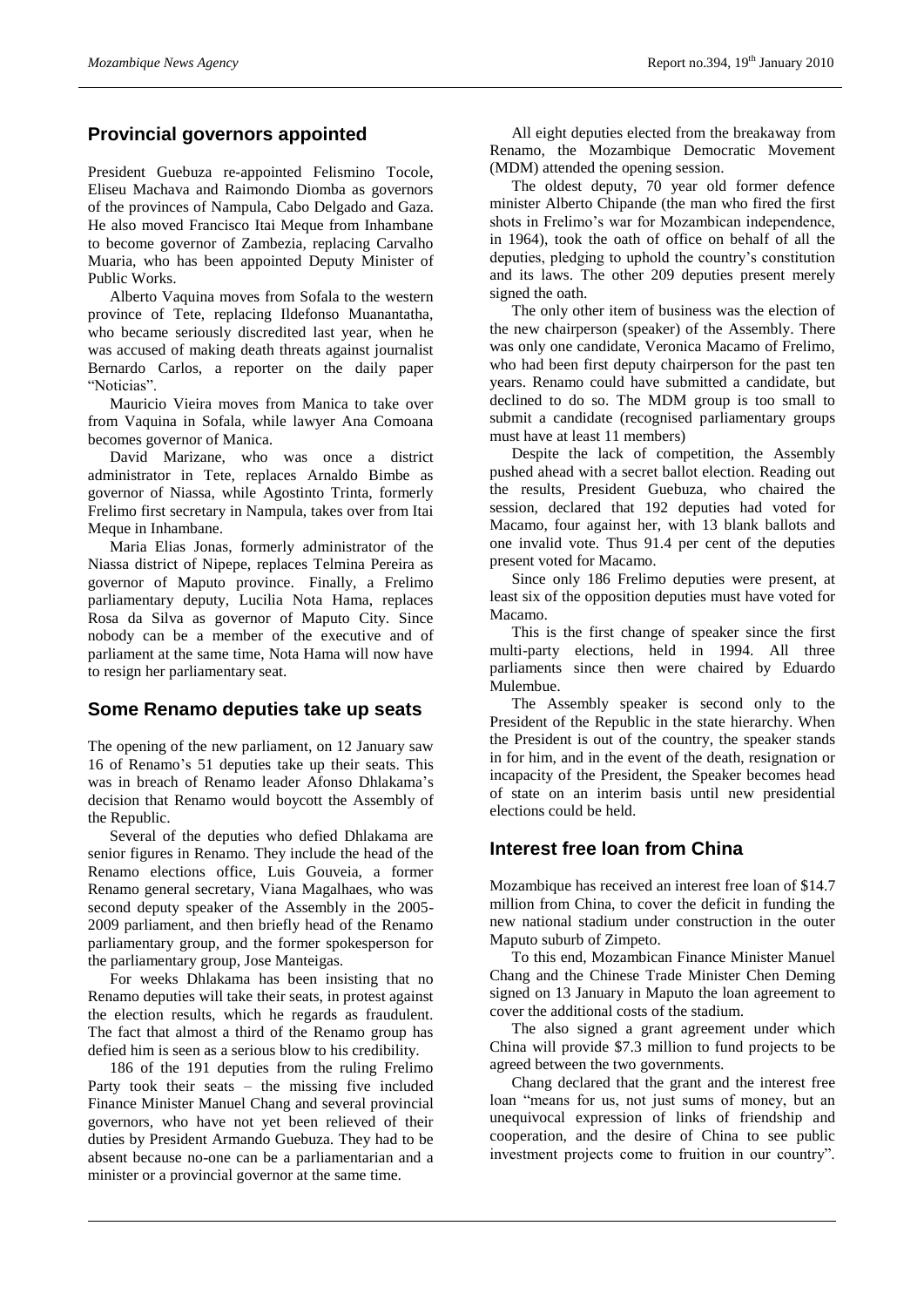## Provincial governors appointed

President Guebuza re-appointed Felismino Tocole, Eliseu Machava and Raimondo Diomba as governors of the provinces of Nampula, Cabo Delgado and Gaza. He also moved Francisco Itai Meque from Inhambane to become governor of Zambezia, replacing Carvalho Muaria, who has been appointed Deputy Minister of Public Works.

Alberto Vaquina moves from Sofala to the western province of Tete, replacing Ildefonso Muanantatha, who became seriously discredited last year, when he was accused of making death threats against journalist Bernardo Carlos, a reporter on the daily paper "Noticias".

Mauricio Vieira moves from Manica to take over from Vaquina in Sofala, while lawyer Ana Comoana becomes governor of Manica.

David Marizane, who was once a district administrator in Tete, replaces Arnaldo Bimbe as governor of Niassa, while Agostinho Trinta, formerly Frelimo first secretary in Nampula, takes over from Itai Meque in Inhambane.

Maria Elias Jonas, formerly administrator of the Niassa district of Nipepe, replaces Telmina Pereira as governor of Maputo province. Finally, a Frelimo parliamentary deputy, Lucilia Nota Hama, replaces Rosa da Silva as governor of Maputo City. Since nobody can be a member of the executive and of parliament at the same time, Nota Hama will now have to resign her parliamentary seat.

## Some Renamo deputies take up seats

The opening of the new parliament, on 12 January saw 16 of Renamo's 51 deputies take up their seats. This was in breach of Renamo leader Afonso Dhlakama's decision that Renamo would boycott the Assembly of the Republic.

Several of the deputies who defied Dhlakama are senior figures in Renamo. They include the head of the Renamo elections office, Luis Gouveia, a former Renamo general secretary, Viana Magalhaes, who was second deputy speaker of the Assembly in the 2005-2009 parliament, and then briefly head of the Renamo parliamentary group, and the former spokesperson for the parliamentary group, Jose Manteigas.

For weeks Dhlakama has been insisting that no Renamo deputies will take their seats, in protest against the election results, which he regards as fraudulent. The fact that almost a third of the Renamo group has defied him is seen as a serious blow to his credibility.

186 of the 191 deputies from the ruling Frelimo Party took their seats – the missing five included Finance Minister Manuel Chang and several provincial governors, who have not yet been relieved of their duties by President Armando Guebuza. They had to be absent because no-one can be a parliamentarian and a minister or a provincial governor at the same time.

All eight deputies elected from the breakaway from Renamo, the Mozambique Democratic Movement (MDM) attended the opening session.

The oldest deputy, 70 year old former defence minister Alberto Chipande (the man who fired the first shots in Frelimo's war for Mozambican independence, in 1964), took the oath of office on behalf of all the deputies, pledging to uphold the country's constitution and its laws. The other 209 deputies present merely signed the oath.

The only other item of business was the election of the new chairperson (speaker) of the Assembly. There was only one candidate, Veronica Macamo of Frelimo, who had been first deputy chairperson for the past ten years. Renamo could have submitted a candidate, but declined to do so. The MDM group is too small to submit a candidate (recognised parliamentary groups must have at least 11 members)

Despite the lack of competition, the Assembly pushed ahead with a secret ballot election. Reading out the results, President Guebuza, who chaired the session, declared that 192 deputies had voted for Macamo, four against her, with 13 blank ballots and one invalid vote. Thus 91.4 per cent of the deputies present voted for Macamo.

Since only 186 Frelimo deputies were present, at least six of the opposition deputies must have voted for Macamo.

This is the first change of speaker since the first multi-party elections, held in 1994. All three parliaments since then were chaired by Eduardo Mulembue.

The Assembly speaker is second only to the President of the Republic in the state hierarchy. When the President is out of the country, the speaker stands in for him, and in the event of the death, resignation or incapacity of the President, the Speaker becomes head of state on an interim basis until new presidential elections could be held.

## Interest free loan from China

Mozambique has received an interest free loan of $14.7 million from China, to cover the deficit in funding the new national stadium under construction in the outer Maputo suburb of Zimpeto.

To this end, Mozambican Finance Minister Manuel Chang and the Chinese Trade Minister Chen Deming signed on 13 January in Maputo the loan agreement to cover the additional costs of the stadium.

The also signed a grant agreement under which China will provide $7.3 million to fund projects to be agreed between the two governments.

Chang declared that the grant and the interest free loan "means for us, not just sums of money, but an unequivocal expression of links of friendship and cooperation, and the desire of China to see public investment projects come to fruition in our country".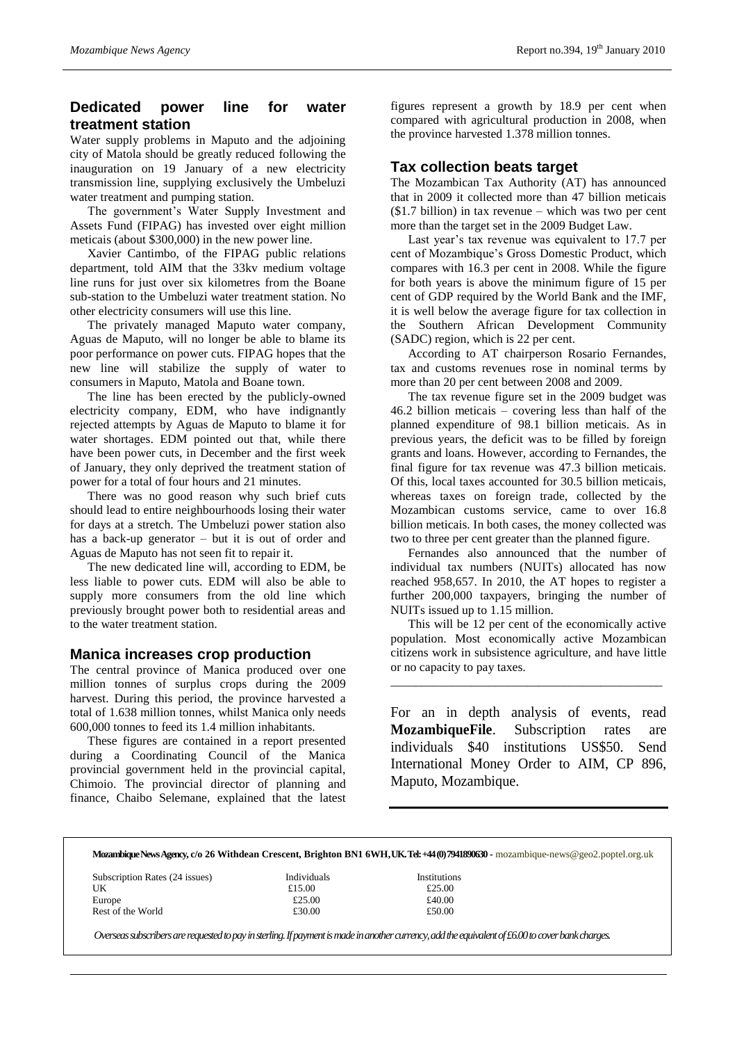## Dedicated power line for water treatment station

Water supply problems in Maputo and the adjoining city of Matola should be greatly reduced following the inauguration on 19 January of a new electricity transmission line, supplying exclusively the Umbeluzi water treatment and pumping station.

The government's Water Supply Investment and Assets Fund (FIPAG) has invested over eight million meticais (about \$300,000) in the new power line.

Xavier Cantimbo, of the FIPAG public relations department, told AIM that the 33kv medium voltage line runs for just over six kilometres from the Boane sub-station to the Umbeluzi water treatment station. No other electricity consumers will use this line.

The privately managed Maputo water company, Aguas de Maputo, will no longer be able to blame its poor performance on power cuts. FIPAG hopes that the new line will stabilize the supply of water to consumers in Maputo, Matola and Boane town.

The line has been erected by the publicly-owned electricity company, EDM, who have indignantly rejected attempts by Aguas de Maputo to blame it for water shortages. EDM pointed out that, while there have been power cuts, in December and the first week of January, they only deprived the treatment station of power for a total of four hours and 21 minutes.

There was no good reason why such brief cuts should lead to entire neighbourhoods losing their water for days at a stretch. The Umbeluzi power station also has a back-up generator – but it is out of order and Aguas de Maputo has not seen fit to repair it.

The new dedicated line will, according to EDM, be less liable to power cuts. EDM will also be able to supply more consumers from the old line which previously brought power both to residential areas and to the water treatment station.

## Manica increases crop production

The central province of Manica produced over one million tonnes of surplus crops during the 2009 harvest. During this period, the province harvested a total of 1.638 million tonnes, whilst Manica only needs 600,000 tonnes to feed its 1.4 million inhabitants.

These figures are contained in a report presented during a Coordinating Council of the Manica provincial government held in the provincial capital, Chimoio. The provincial director of planning and finance, Chaibo Selemane, explained that the latest figures represent a growth by 18.9 per cent when compared with agricultural production in 2008, when the province harvested 1.378 million tonnes.

## Tax collection beats target

The Mozambican Tax Authority (AT) has announced that in 2009 it collected more than 47 billion meticais (\$1.7 billion) in tax revenue – which was two per cent more than the target set in the 2009 Budget Law.

Last year's tax revenue was equivalent to 17.7 per cent of Mozambique's Gross Domestic Product, which compares with 16.3 per cent in 2008. While the figure for both years is above the minimum figure of 15 per cent of GDP required by the World Bank and the IMF, it is well below the average figure for tax collection in the Southern African Development Community (SADC) region, which is 22 per cent.

According to AT chairperson Rosario Fernandes, tax and customs revenues rose in nominal terms by more than 20 per cent between 2008 and 2009.

The tax revenue figure set in the 2009 budget was 46.2 billion meticais – covering less than half of the planned expenditure of 98.1 billion meticais. As in previous years, the deficit was to be filled by foreign grants and loans. However, according to Fernandes, the final figure for tax revenue was 47.3 billion meticais. Of this, local taxes accounted for 30.5 billion meticais, whereas taxes on foreign trade, collected by the Mozambican customs service, came to over 16.8 billion meticais. In both cases, the money collected was two to three per cent greater than the planned figure.

Fernandes also announced that the number of individual tax numbers (NUITs) allocated has now reached 958,657. In 2010, the AT hopes to register a further 200,000 taxpayers, bringing the number of NUITs issued up to 1.15 million.

This will be 12 per cent of the economically active population. Most economically active Mozambican citizens work in subsistence agriculture, and have little or no capacity to pay taxes.

---

For an in depth analysis of events, read **MozambiqueFile**. Subscription rates are individuals \$40 institutions US\$50. Send International Money Order to AIM, CP 896, Maputo, Mozambique.

---

**Mozambique News Agency, c/o 26 Withdean Crescent, Brighton BN1 6WH, UK. Tel: +44 (0)7941890630 -** mozambique-news@geo2.poptel.org.uk

| Subscription Rates (24 issues) | Individuals | Institutions |
| --- | --- | --- |
| UK | £15.00 | £25.00 |
| Europe | £25.00 | £40.00 |
| Rest of the World | £30.00 | £50.00 |

*Overseas subscribers are requested to pay in sterling. If payment is made in another currency, add the equivalent of £6.00 to cover bank charges.*